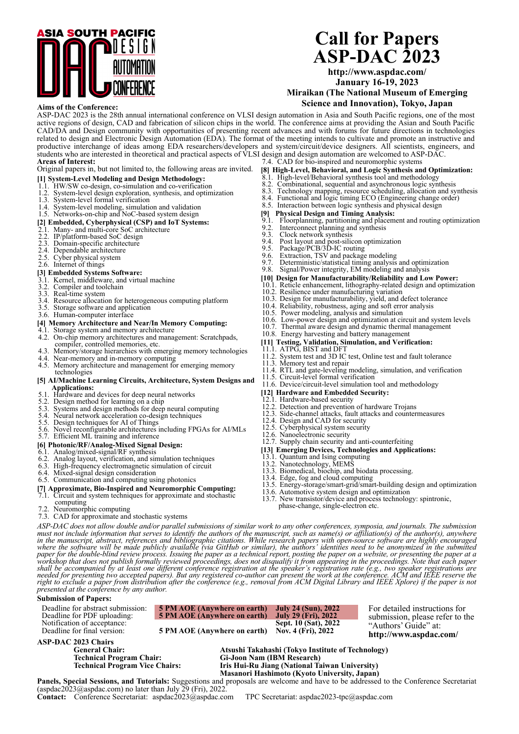# Call for Papers ASP-DAC 2023

**http://www.aspdac.com/**
**January 16-19, 2023**
**Miraikan (The National Museum of Emerging Science and Innovation), Tokyo, Japan**

ASIA SOUTH PACIFIC DESIGN AUTOMATION CONFERENCE

**Aims of the Conference:**

ASP-DAC 2023 is the 28th annual international conference on VLSI design automation in Asia and South Pacific regions, one of the most active regions of design, CAD and fabrication of silicon chips in the world. The conference aims at providing the Asian and South Pacific CAD/DA and Design community with opportunities of presenting recent advances and with forums for future directions in technologies related to design and Electronic Design Automation (EDA). The format of the meeting intends to cultivate and promote an instructive and productive interchange of ideas among EDA researchers/developers and system/circuit/device designers. All scientists, engineers, and students who are interested in theoretical and practical aspects of VLSI design and design automation are welcomed to ASP-DAC.

**Areas of Interest:**

Original papers in, but not limited to, the following areas are invited.

**[1] System-Level Modeling and Design Methodology:**
- 1.1. HW/SW co-design, co-simulation and co-verification
- 1.2. System-level design exploration, synthesis, and optimization
- 1.3. System-level formal verification
- 1.4. System-level modeling, simulation and validation
- 1.5. Networks-on-chip and NoC-based system design

**[2] Embedded, Cyberphysical (CSP) and IoT Systems:**
- 2.1. Many- and multi-core SoC architecture
- 2.2. IP/platform-based SoC design
- 2.3. Domain-specific architecture
- 2.4. Dependable architecture
- 2.5. Cyber physical system
- 2.6. Internet of things

**[3] Embedded Systems Software:**
- 3.1. Kernel, middleware, and virtual machine
- 3.2. Compiler and toolchain
- 3.3. Real-time system
- 3.4. Resource allocation for heterogeneous computing platform
- 3.5. Storage software and application
- 3.6. Human-computer interface

**[4] Memory Architecture and Near/In Memory Computing:**
- 4.1. Storage system and memory architecture
- 4.2. On-chip memory architectures and management: Scratchpads, compiler, controlled memories, etc.
- 4.3. Memory/storage hierarchies with emerging memory technologies
- 4.4. Near-memory and in-memory computing
- 4.5. Memory architecture and management for emerging memory technologies

**[5] AI/Machine Learning Circuits, Architecture, System Designs and Applications:**
- 5.1. Hardware and devices for deep neural networks
- 5.2. Design method for learning on a chip
- 5.3. Systems and design methods for deep neural computing
- 5.4. Neural network acceleration co-design techniques
- 5.5. Design techniques for AI of Things
- 5.6. Novel reconfigurable architectures including FPGAs for AI/MLs
- 5.7. Efficient ML training and inference

**[6] Photonic/RF/Analog-Mixed Signal Design:**
- 6.1. Analog/mixed-signal/RF synthesis
- 6.2. Analog layout, verification, and simulation techniques
- 6.3. High-frequency electromagnetic simulation of circuit
- 6.4. Mixed-signal design consideration
- 6.5. Communication and computing using photonics

**[7] Approximate, Bio-Inspired and Neuromorphic Computing:**
- 7.1. Circuit and system techniques for approximate and stochastic computing
- 7.2. Neuromorphic computing
- 7.3. CAD for approximate and stochastic systems
- 7.4. CAD for bio-inspired and neuromorphic systems

**[8] High-Level, Behavioral, and Logic Synthesis and Optimization:**
- 8.1. High-level/Behavioral synthesis tool and methodology
- 8.2. Combinational, sequential and asynchronous logic synthesis
- 8.3. Technology mapping, resource scheduling, allocation and synthesis
- 8.4. Functional and logic timing ECO (Engineering change order)
- 8.5. Interaction between logic synthesis and physical design

**[9] Physical Design and Timing Analysis:**
- 9.1. Floorplanning, partitioning and placement and routing optimization
- 9.2. Interconnect planning and synthesis
- 9.3. Clock network synthesis
- 9.4. Post layout and post-silicon optimization
- 9.5. Package/PCB/3D-IC routing
- 9.6. Extraction, TSV and package modeling
- 9.7. Deterministic/statistical timing analysis and optimization
- 9.8. Signal/Power integrity, EM modeling and analysis

**[10] Design for Manufacturability/Reliability and Low Power:**
- 10.1. Reticle enhancement, lithography-related design and optimization
- 10.2. Resilience under manufacturing variation
- 10.3. Design for manufacturability, yield, and defect tolerance
- 10.4. Reliability, robustness, aging and soft error analysis
- 10.5. Power modeling, analysis and simulation
- 10.6. Low-power design and optimization at circuit and system levels
- 10.7. Thermal aware design and dynamic thermal management
- 10.8. Energy harvesting and battery management

**[11] Testing, Validation, Simulation, and Verification:**
- 11.1. ATPG, BIST and DFT
- 11.2. System test and 3D IC test, Online test and fault tolerance
- 11.3. Memory test and repair
- 11.4. RTL and gate-leveling modeling, simulation, and verification
- 11.5. Circuit-level formal verification
- 11.6. Device/circuit-level simulation tool and methodology

**[12] Hardware and Embedded Security:**
- 12.1. Hardware-based security
- 12.2. Detection and prevention of hardware Trojans
- 12.3. Side-channel attacks, fault attacks and countermeasures
- 12.4. Design and CAD for security
- 12.5. Cyberphysical system security
- 12.6. Nanoelectronic security
- 12.7. Supply chain security and anti-counterfeiting

**[13] Emerging Devices, Technologies and Applications:**
- 13.1. Quantum and Ising computing
- 13.2. Nanotechnology, MEMS
- 13.3. Biomedical, biochip, and biodata processing.
- 13.4. Edge, fog and cloud computing
- 13.5. Energy-storage/smart-grid/smart-building design and optimization
- 13.6. Automotive system design and optimization
- 13.7. New transistor/device and process technology: spintronic, phase-change, single-electron etc.

*ASP-DAC does not allow double and/or parallel submissions of similar work to any other conferences, symposia, and journals. The submission must not include information that serves to identify the authors of the manuscript, such as name(s) or affiliation(s) of the author(s), anywhere in the manuscript, abstract, references and bibliographic citations. While research papers with open-source software are highly encouraged where the software will be made publicly available (via GitHub or similar), the authors' identities need to be anonymized in the submitted paper for the double-blind review process. Issuing the paper as a technical report, posting the paper on a website, or presenting the paper at a workshop that does not publish formally reviewed proceedings, does not disqualify it from appearing in the proceedings. Note that each paper shall be accompanied by at least one different conference registration at the speaker's registration rate (e.g., two speaker registrations are needed for presenting two accepted papers). But any registered co-author can present the work at the conference. ACM and IEEE reserve the right to exclude a paper from distribution after the conference (e.g., removal from ACM Digital Library and IEEE Xplore) if the paper is not presented at the conference by any author.*

**Submission of Papers:**

| | | |
|---|---|---|
| Deadline for abstract submission: | **5 PM AOE (Anywhere on earth)** | **July 24 (Sun), 2022** |
| Deadline for PDF uploading: | **5 PM AOE (Anywhere on earth)** | **July 29 (Fri), 2022** |
| Notification of acceptance: | | **Sept. 10 (Sat), 2022** |
| Deadline for final version: | **5 PM AOE (Anywhere on earth)** | **Nov. 4 (Fri), 2022** |

For detailed instructions for submission, please refer to the "Authors' Guide" at: **http://www.aspdac.com/**

**ASP-DAC 2023 Chairs**

| | |
|---|---|
| **General Chair:** | **Atsushi Takahashi (Tokyo Institute of Technology)** |
| **Technical Program Chair:** | **Gi-Joon Nam (IBM Research)** |
| **Technical Program Vice Chairs:** | **Iris Hui-Ru Jiang (National Taiwan University)** |
| | **Masanori Hashimoto (Kyoto University, Japan)** |

**Panels, Special Sessions, and Tutorials:** Suggestions and proposals are welcome and have to be addressed to the Conference Secretariat (aspdac2023@aspdac.com) no later than July 29 (Fri), 2022.

**Contact:** Conference Secretariat: aspdac2023@aspdac.com TPC Secretariat: aspdac2023-tpc@aspdac.com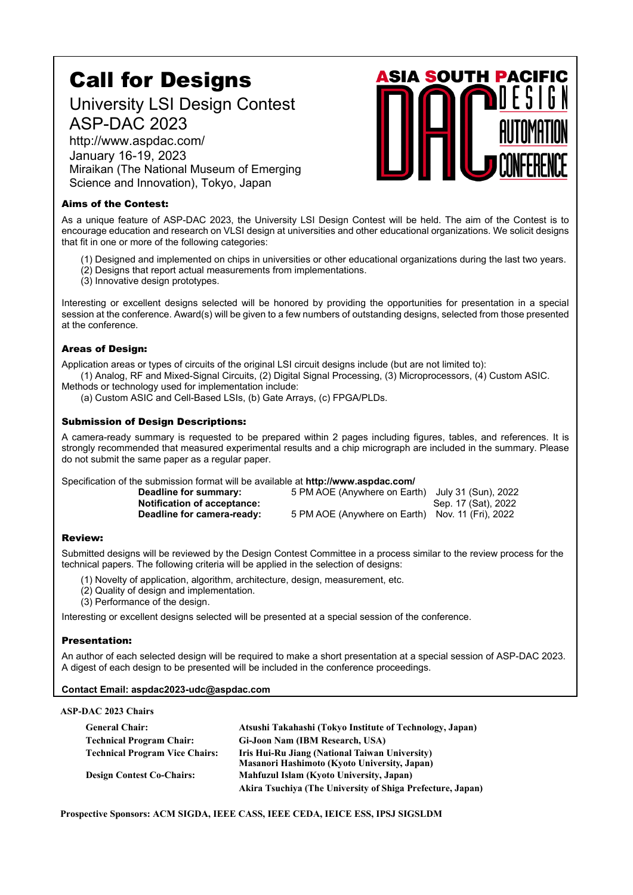# Call for Designs

## University LSI Design Contest ASP-DAC 2023

http://www.aspdac.com/
January 16-19, 2023
Miraikan (The National Museum of Emerging Science and Innovation), Tokyo, Japan

ASIA SOUTH PACIFIC DAC DESIGN AUTOMATION CONFERENCE

### Aims of the Contest:

As a unique feature of ASP-DAC 2023, the University LSI Design Contest will be held. The aim of the Contest is to encourage education and research on VLSI design at universities and other educational organizations. We solicit designs that fit in one or more of the following categories:

(1) Designed and implemented on chips in universities or other educational organizations during the last two years.
(2) Designs that report actual measurements from implementations.
(3) Innovative design prototypes.

Interesting or excellent designs selected will be honored by providing the opportunities for presentation in a special session at the conference. Award(s) will be given to a few numbers of outstanding designs, selected from those presented at the conference.

### Areas of Design:

Application areas or types of circuits of the original LSI circuit designs include (but are not limited to):
(1) Analog, RF and Mixed-Signal Circuits, (2) Digital Signal Processing, (3) Microprocessors, (4) Custom ASIC.
Methods or technology used for implementation include:
(a) Custom ASIC and Cell-Based LSIs, (b) Gate Arrays, (c) FPGA/PLDs.

### Submission of Design Descriptions:

A camera-ready summary is requested to be prepared within 2 pages including figures, tables, and references. It is strongly recommended that measured experimental results and a chip micrograph are included in the summary. Please do not submit the same paper as a regular paper.

Specification of the submission format will be available at **http://www.aspdac.com/**

| | | |
|---|---|---|
| **Deadline for summary:** | 5 PM AOE (Anywhere on Earth) | July 31 (Sun), 2022 |
| **Notification of acceptance:** | | Sep. 17 (Sat), 2022 |
| **Deadline for camera-ready:** | 5 PM AOE (Anywhere on Earth) | Nov. 11 (Fri), 2022 |

### Review:

Submitted designs will be reviewed by the Design Contest Committee in a process similar to the review process for the technical papers. The following criteria will be applied in the selection of designs:

(1) Novelty of application, algorithm, architecture, design, measurement, etc.
(2) Quality of design and implementation.
(3) Performance of the design.

Interesting or excellent designs selected will be presented at a special session of the conference.

### Presentation:

An author of each selected design will be required to make a short presentation at a special session of ASP-DAC 2023. A digest of each design to be presented will be included in the conference proceedings.

**Contact Email: aspdac2023-udc@aspdac.com**

**ASP-DAC 2023 Chairs**

| | |
|---|---|
| **General Chair:** | **Atsushi Takahashi (Tokyo Institute of Technology, Japan)** |
| **Technical Program Chair:** | **Gi-Joon Nam (IBM Research, USA)** |
| **Technical Program Vice Chairs:** | **Iris Hui-Ru Jiang (National Taiwan University)** |
| | **Masanori Hashimoto (Kyoto University, Japan)** |
| **Design Contest Co-Chairs:** | **Mahfuzul Islam (Kyoto University, Japan)** |
| | **Akira Tsuchiya (The University of Shiga Prefecture, Japan)** |

**Prospective Sponsors: ACM SIGDA, IEEE CASS, IEEE CEDA, IEICE ESS, IPSJ SIGSLDM**